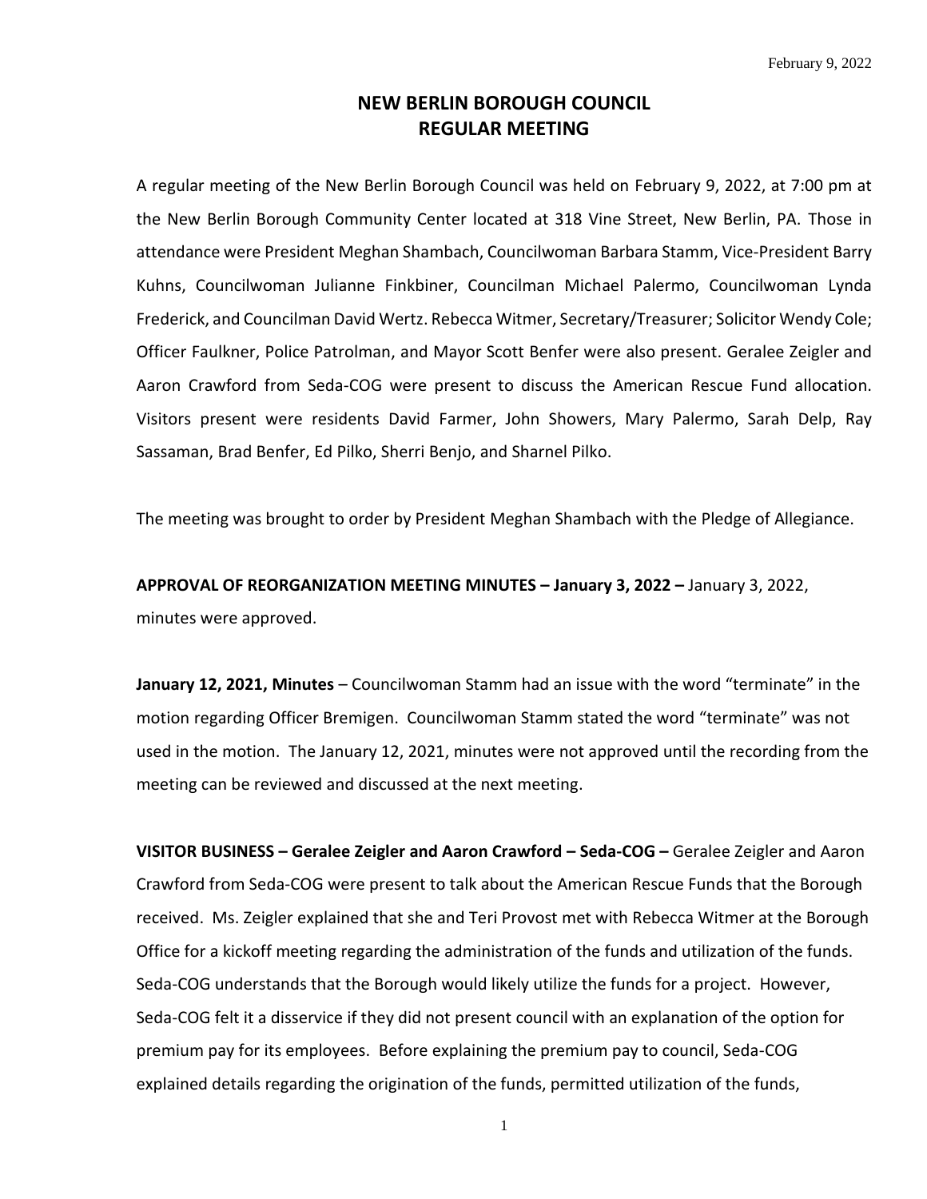February 9, 2022

# NEW BERLIN BOROUGH COUNCIL
# REGULAR MEETING

A regular meeting of the New Berlin Borough Council was held on February 9, 2022, at 7:00 pm at the New Berlin Borough Community Center located at 318 Vine Street, New Berlin, PA. Those in attendance were President Meghan Shambach, Councilwoman Barbara Stamm, Vice-President Barry Kuhns, Councilwoman Julianne Finkbiner, Councilman Michael Palermo, Councilwoman Lynda Frederick, and Councilman David Wertz. Rebecca Witmer, Secretary/Treasurer; Solicitor Wendy Cole; Officer Faulkner, Police Patrolman, and Mayor Scott Benfer were also present. Geralee Zeigler and Aaron Crawford from Seda-COG were present to discuss the American Rescue Fund allocation. Visitors present were residents David Farmer, John Showers, Mary Palermo, Sarah Delp, Ray Sassaman, Brad Benfer, Ed Pilko, Sherri Benjo, and Sharnel Pilko.

The meeting was brought to order by President Meghan Shambach with the Pledge of Allegiance.

**APPROVAL OF REORGANIZATION MEETING MINUTES – January 3, 2022 –** January 3, 2022, minutes were approved.

**January 12, 2021, Minutes** – Councilwoman Stamm had an issue with the word "terminate" in the motion regarding Officer Bremigen. Councilwoman Stamm stated the word "terminate" was not used in the motion. The January 12, 2021, minutes were not approved until the recording from the meeting can be reviewed and discussed at the next meeting.

**VISITOR BUSINESS – Geralee Zeigler and Aaron Crawford – Seda-COG –** Geralee Zeigler and Aaron Crawford from Seda-COG were present to talk about the American Rescue Funds that the Borough received. Ms. Zeigler explained that she and Teri Provost met with Rebecca Witmer at the Borough Office for a kickoff meeting regarding the administration of the funds and utilization of the funds. Seda-COG understands that the Borough would likely utilize the funds for a project. However, Seda-COG felt it a disservice if they did not present council with an explanation of the option for premium pay for its employees. Before explaining the premium pay to council, Seda-COG explained details regarding the origination of the funds, permitted utilization of the funds,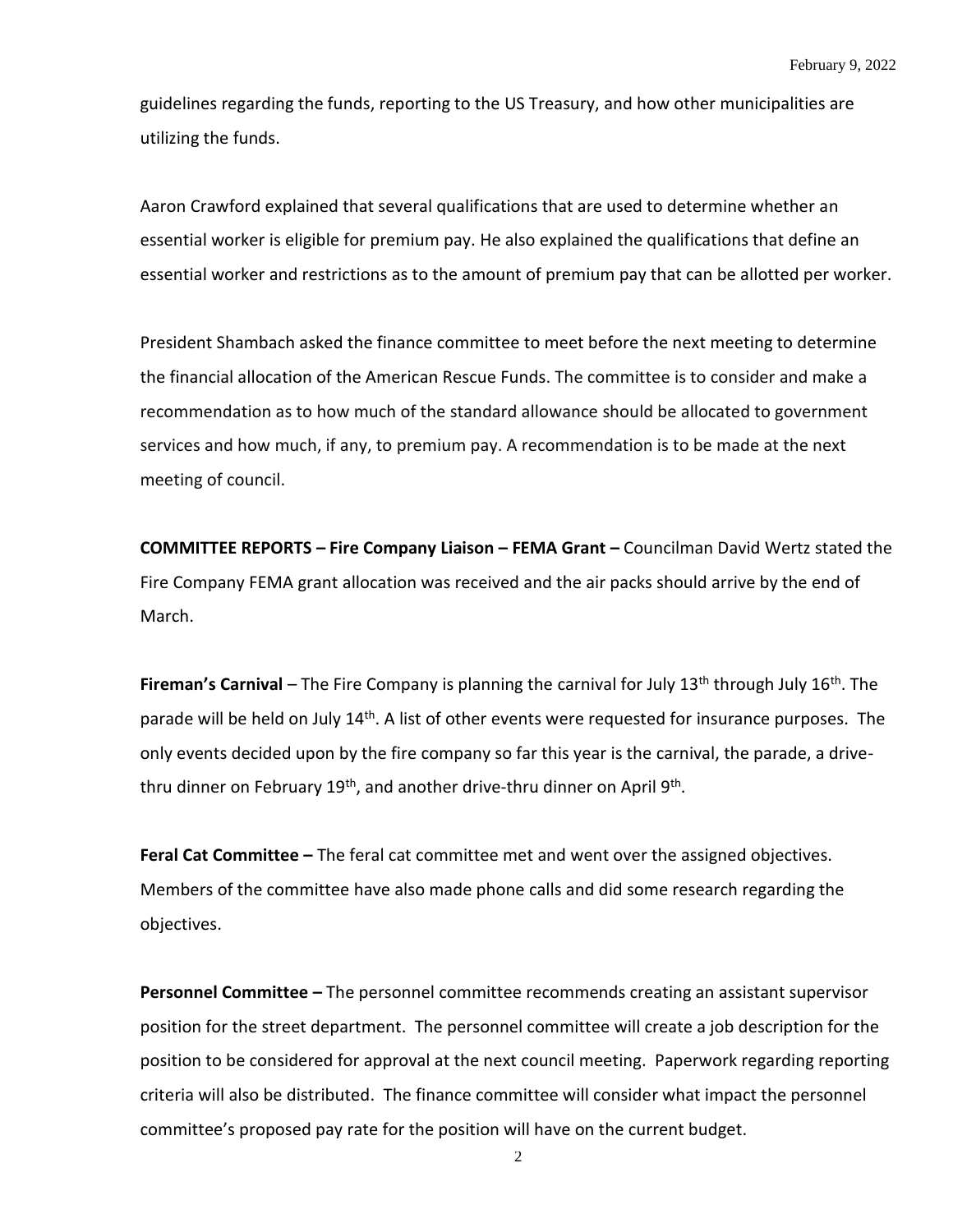guidelines regarding the funds, reporting to the US Treasury, and how other municipalities are utilizing the funds.

Aaron Crawford explained that several qualifications that are used to determine whether an essential worker is eligible for premium pay. He also explained the qualifications that define an essential worker and restrictions as to the amount of premium pay that can be allotted per worker.

President Shambach asked the finance committee to meet before the next meeting to determine the financial allocation of the American Rescue Funds. The committee is to consider and make a recommendation as to how much of the standard allowance should be allocated to government services and how much, if any, to premium pay. A recommendation is to be made at the next meeting of council.

**COMMITTEE REPORTS – Fire Company Liaison – FEMA Grant –** Councilman David Wertz stated the Fire Company FEMA grant allocation was received and the air packs should arrive by the end of March.

**Fireman's Carnival** – The Fire Company is planning the carnival for July 13th through July 16th. The parade will be held on July 14th. A list of other events were requested for insurance purposes. The only events decided upon by the fire company so far this year is the carnival, the parade, a drive-thru dinner on February 19th, and another drive-thru dinner on April 9th.

**Feral Cat Committee –** The feral cat committee met and went over the assigned objectives. Members of the committee have also made phone calls and did some research regarding the objectives.

**Personnel Committee –** The personnel committee recommends creating an assistant supervisor position for the street department. The personnel committee will create a job description for the position to be considered for approval at the next council meeting. Paperwork regarding reporting criteria will also be distributed. The finance committee will consider what impact the personnel committee's proposed pay rate for the position will have on the current budget.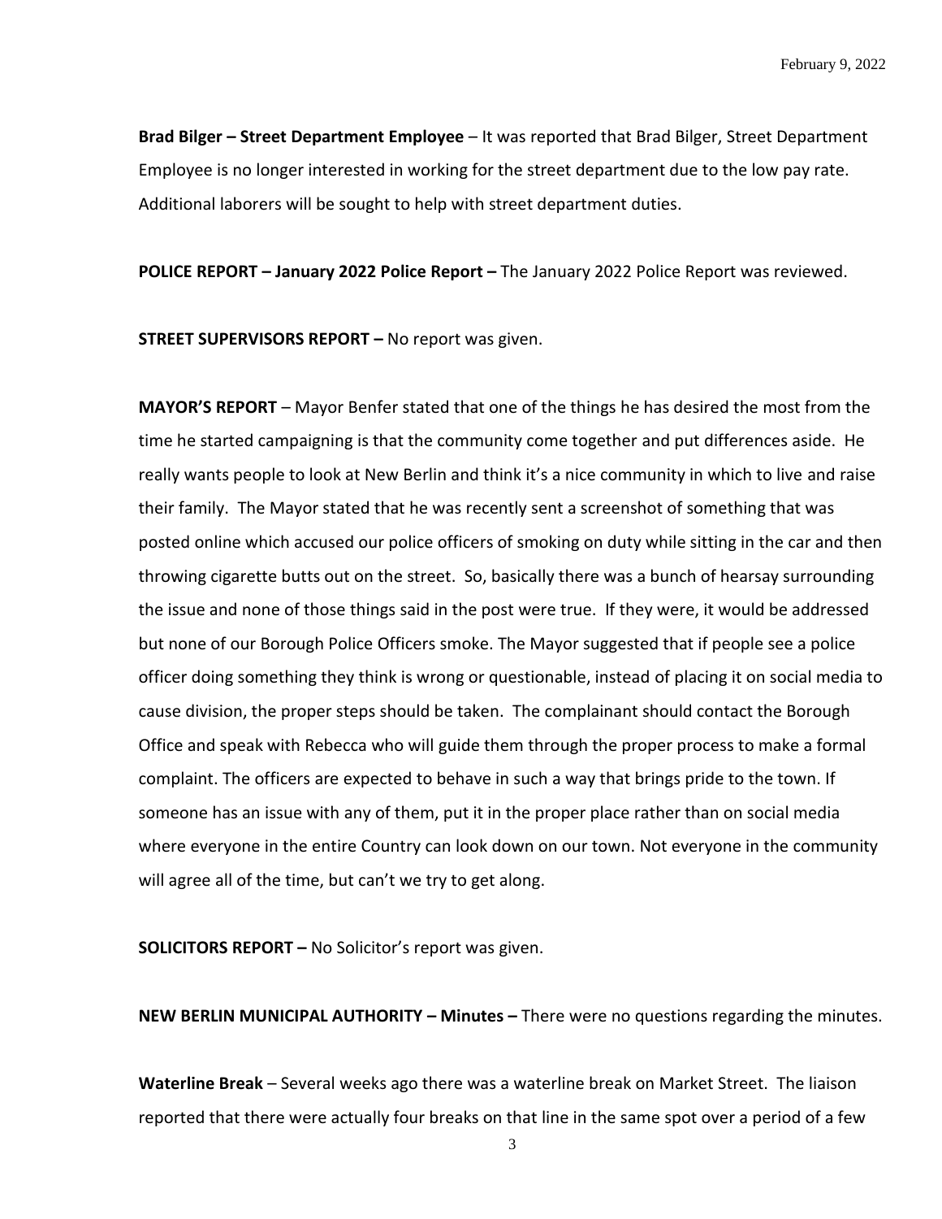**Brad Bilger – Street Department Employee** – It was reported that Brad Bilger, Street Department Employee is no longer interested in working for the street department due to the low pay rate. Additional laborers will be sought to help with street department duties.

**POLICE REPORT – January 2022 Police Report –** The January 2022 Police Report was reviewed.

**STREET SUPERVISORS REPORT –** No report was given.

**MAYOR'S REPORT** – Mayor Benfer stated that one of the things he has desired the most from the time he started campaigning is that the community come together and put differences aside. He really wants people to look at New Berlin and think it's a nice community in which to live and raise their family. The Mayor stated that he was recently sent a screenshot of something that was posted online which accused our police officers of smoking on duty while sitting in the car and then throwing cigarette butts out on the street. So, basically there was a bunch of hearsay surrounding the issue and none of those things said in the post were true. If they were, it would be addressed but none of our Borough Police Officers smoke. The Mayor suggested that if people see a police officer doing something they think is wrong or questionable, instead of placing it on social media to cause division, the proper steps should be taken. The complainant should contact the Borough Office and speak with Rebecca who will guide them through the proper process to make a formal complaint. The officers are expected to behave in such a way that brings pride to the town. If someone has an issue with any of them, put it in the proper place rather than on social media where everyone in the entire Country can look down on our town. Not everyone in the community will agree all of the time, but can't we try to get along.

**SOLICITORS REPORT –** No Solicitor's report was given.

**NEW BERLIN MUNICIPAL AUTHORITY – Minutes –** There were no questions regarding the minutes.

**Waterline Break** – Several weeks ago there was a waterline break on Market Street. The liaison reported that there were actually four breaks on that line in the same spot over a period of a few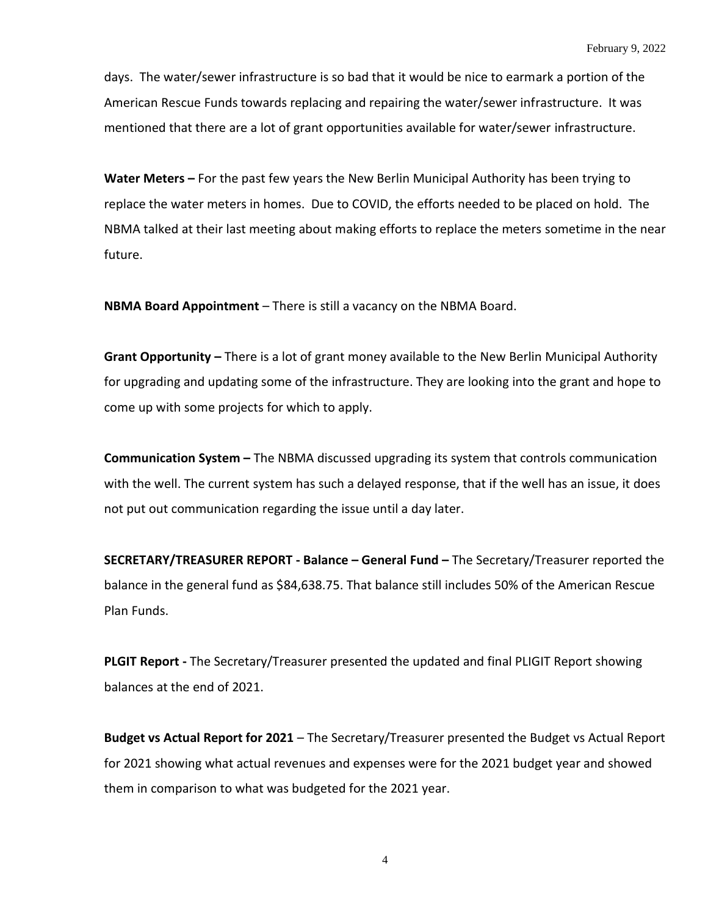days. The water/sewer infrastructure is so bad that it would be nice to earmark a portion of the American Rescue Funds towards replacing and repairing the water/sewer infrastructure. It was mentioned that there are a lot of grant opportunities available for water/sewer infrastructure.

**Water Meters –** For the past few years the New Berlin Municipal Authority has been trying to replace the water meters in homes. Due to COVID, the efforts needed to be placed on hold. The NBMA talked at their last meeting about making efforts to replace the meters sometime in the near future.

**NBMA Board Appointment** – There is still a vacancy on the NBMA Board.

**Grant Opportunity –** There is a lot of grant money available to the New Berlin Municipal Authority for upgrading and updating some of the infrastructure. They are looking into the grant and hope to come up with some projects for which to apply.

**Communication System –** The NBMA discussed upgrading its system that controls communication with the well. The current system has such a delayed response, that if the well has an issue, it does not put out communication regarding the issue until a day later.

**SECRETARY/TREASURER REPORT - Balance – General Fund –** The Secretary/Treasurer reported the balance in the general fund as $84,638.75. That balance still includes 50% of the American Rescue Plan Funds.

**PLGIT Report -** The Secretary/Treasurer presented the updated and final PLIGIT Report showing balances at the end of 2021.

**Budget vs Actual Report for 2021** – The Secretary/Treasurer presented the Budget vs Actual Report for 2021 showing what actual revenues and expenses were for the 2021 budget year and showed them in comparison to what was budgeted for the 2021 year.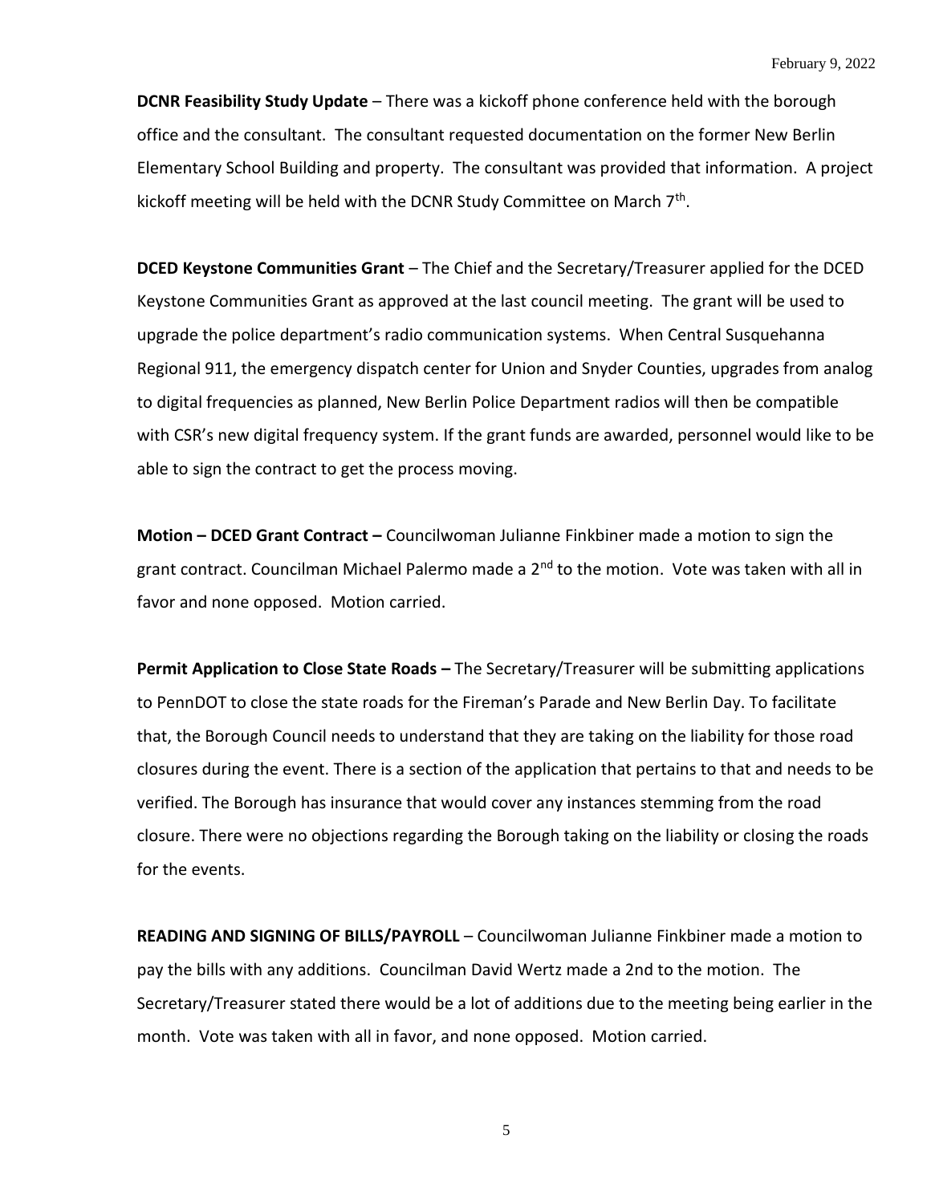**DCNR Feasibility Study Update** – There was a kickoff phone conference held with the borough office and the consultant. The consultant requested documentation on the former New Berlin Elementary School Building and property. The consultant was provided that information. A project kickoff meeting will be held with the DCNR Study Committee on March 7th.

**DCED Keystone Communities Grant** – The Chief and the Secretary/Treasurer applied for the DCED Keystone Communities Grant as approved at the last council meeting. The grant will be used to upgrade the police department's radio communication systems. When Central Susquehanna Regional 911, the emergency dispatch center for Union and Snyder Counties, upgrades from analog to digital frequencies as planned, New Berlin Police Department radios will then be compatible with CSR's new digital frequency system. If the grant funds are awarded, personnel would like to be able to sign the contract to get the process moving.

**Motion – DCED Grant Contract –** Councilwoman Julianne Finkbiner made a motion to sign the grant contract. Councilman Michael Palermo made a 2nd to the motion. Vote was taken with all in favor and none opposed. Motion carried.

**Permit Application to Close State Roads –** The Secretary/Treasurer will be submitting applications to PennDOT to close the state roads for the Fireman's Parade and New Berlin Day. To facilitate that, the Borough Council needs to understand that they are taking on the liability for those road closures during the event. There is a section of the application that pertains to that and needs to be verified. The Borough has insurance that would cover any instances stemming from the road closure. There were no objections regarding the Borough taking on the liability or closing the roads for the events.

**READING AND SIGNING OF BILLS/PAYROLL** – Councilwoman Julianne Finkbiner made a motion to pay the bills with any additions. Councilman David Wertz made a 2nd to the motion. The Secretary/Treasurer stated there would be a lot of additions due to the meeting being earlier in the month. Vote was taken with all in favor, and none opposed. Motion carried.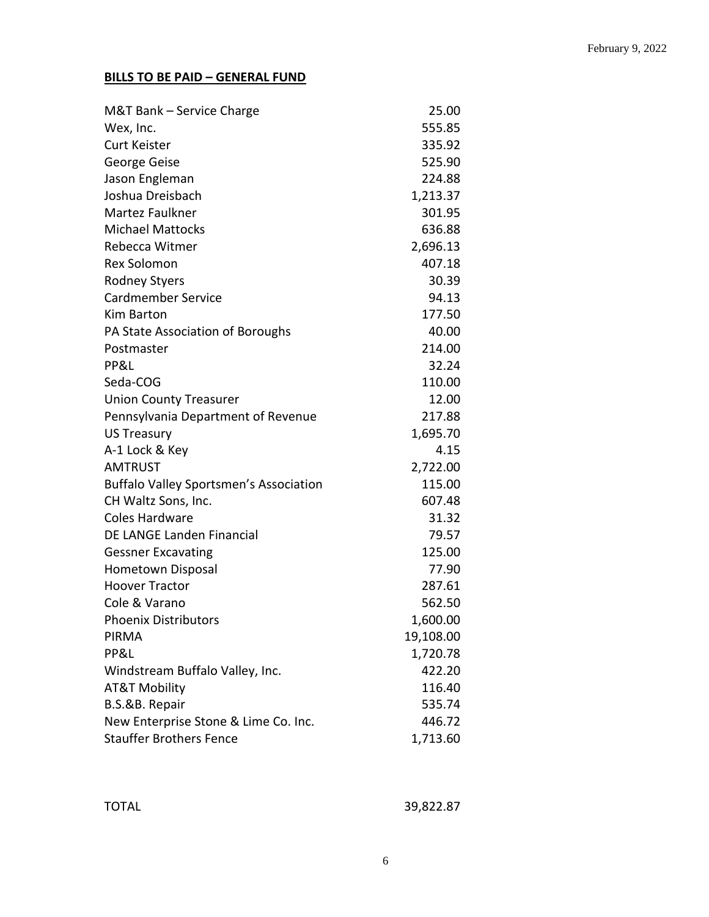**BILLS TO BE PAID – GENERAL FUND**

| | |
|---|---|
| M&T Bank – Service Charge | 25.00 |
| Wex, Inc. | 555.85 |
| Curt Keister | 335.92 |
| George Geise | 525.90 |
| Jason Engleman | 224.88 |
| Joshua Dreisbach | 1,213.37 |
| Martez Faulkner | 301.95 |
| Michael Mattocks | 636.88 |
| Rebecca Witmer | 2,696.13 |
| Rex Solomon | 407.18 |
| Rodney Styers | 30.39 |
| Cardmember Service | 94.13 |
| Kim Barton | 177.50 |
| PA State Association of Boroughs | 40.00 |
| Postmaster | 214.00 |
| PP&L | 32.24 |
| Seda-COG | 110.00 |
| Union County Treasurer | 12.00 |
| Pennsylvania Department of Revenue | 217.88 |
| US Treasury | 1,695.70 |
| A-1 Lock & Key | 4.15 |
| AMTRUST | 2,722.00 |
| Buffalo Valley Sportsmen's Association | 115.00 |
| CH Waltz Sons, Inc. | 607.48 |
| Coles Hardware | 31.32 |
| DE LANGE Landen Financial | 79.57 |
| Gessner Excavating | 125.00 |
| Hometown Disposal | 77.90 |
| Hoover Tractor | 287.61 |
| Cole & Varano | 562.50 |
| Phoenix Distributors | 1,600.00 |
| PIRMA | 19,108.00 |
| PP&L | 1,720.78 |
| Windstream Buffalo Valley, Inc. | 422.20 |
| AT&T Mobility | 116.40 |
| B.S.&B. Repair | 535.74 |
| New Enterprise Stone & Lime Co. Inc. | 446.72 |
| Stauffer Brothers Fence | 1,713.60 |
| | |
| TOTAL | 39,822.87 |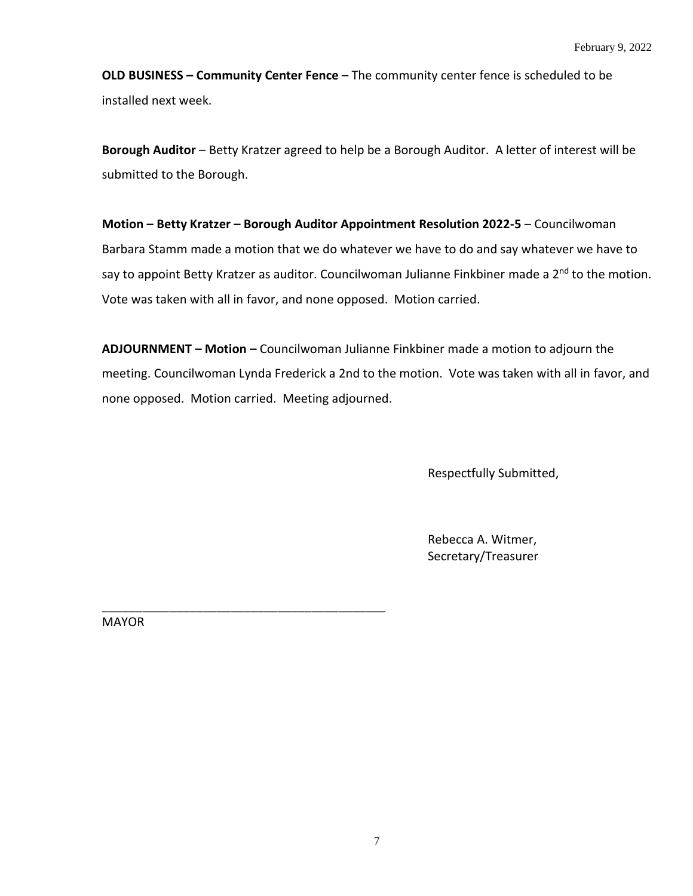**OLD BUSINESS – Community Center Fence** – The community center fence is scheduled to be installed next week.

**Borough Auditor** – Betty Kratzer agreed to help be a Borough Auditor. A letter of interest will be submitted to the Borough.

**Motion – Betty Kratzer – Borough Auditor Appointment Resolution 2022-5** – Councilwoman Barbara Stamm made a motion that we do whatever we have to do and say whatever we have to say to appoint Betty Kratzer as auditor. Councilwoman Julianne Finkbiner made a 2nd to the motion. Vote was taken with all in favor, and none opposed. Motion carried.

**ADJOURNMENT – Motion –** Councilwoman Julianne Finkbiner made a motion to adjourn the meeting. Councilwoman Lynda Frederick a 2nd to the motion. Vote was taken with all in favor, and none opposed. Motion carried. Meeting adjourned.

Respectfully Submitted,

Rebecca A. Witmer,
Secretary/Treasurer

___________________________________________
MAYOR